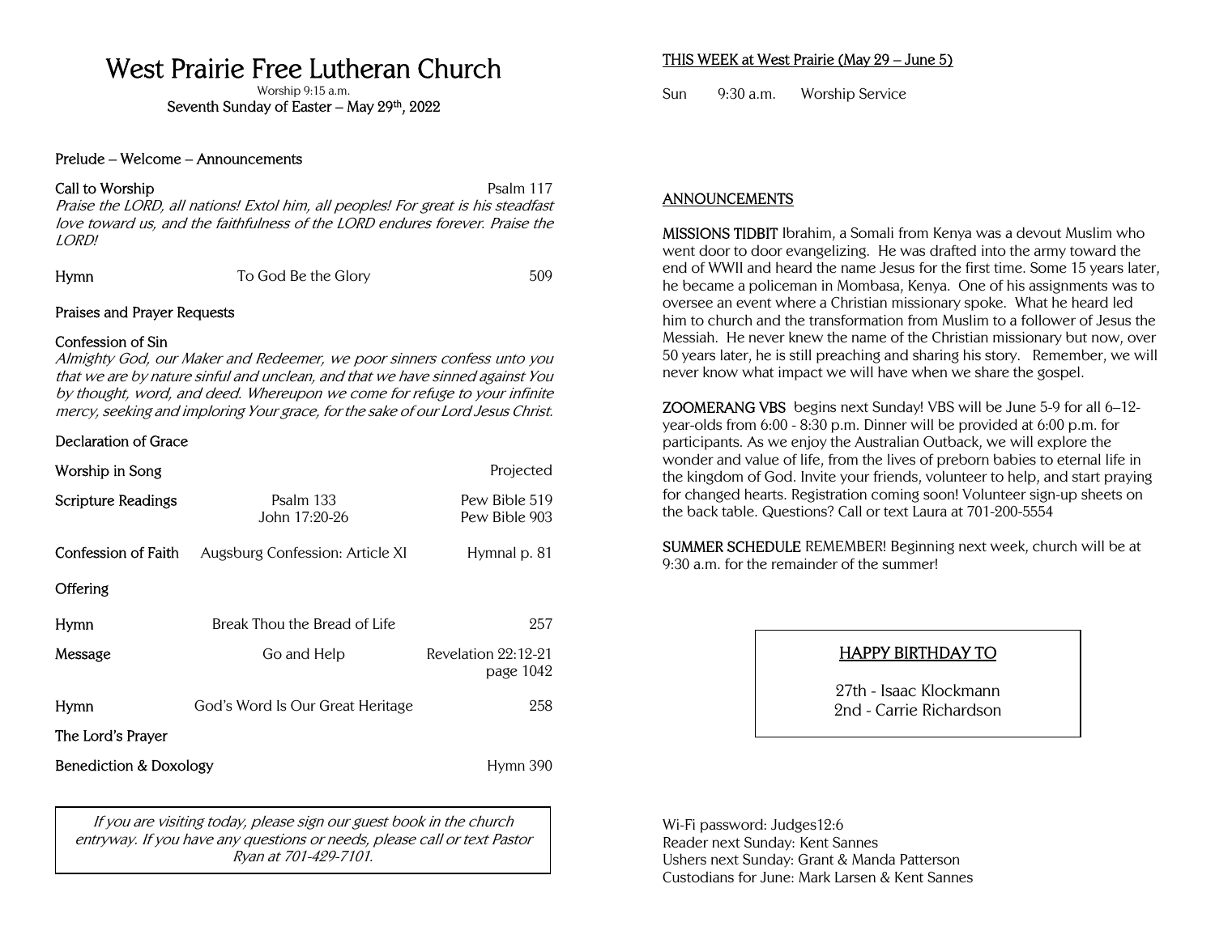# West Prairie Free Lutheran Church

Worship 9:15 a.m.

Seventh Sunday of Easter – May 29th, 2022

Prelude – Welcome – Announcements

**Call to Worship** Psalm 117

*Praise the LORD, all nations! Extol him, all peoples! For great is his steadfast love toward us, and the faithfulness of the LORD endures forever. Praise the LORD!*

| | | |
|---|---|---|
| Hymn | To God Be the Glory | 509 |

**Praises and Prayer Requests**

**Confession of Sin**

*Almighty God, our Maker and Redeemer, we poor sinners confess unto you that we are by nature sinful and unclean, and that we have sinned against You by thought, word, and deed. Whereupon we come for refuge to your infinite mercy, seeking and imploring Your grace, for the sake of our Lord Jesus Christ.*

**Declaration of Grace**

| | | |
|---|---|---|
| Worship in Song | | Projected |
| Scripture Readings | Psalm 133 | Pew Bible 519 |
| | John 17:20-26 | Pew Bible 903 |
| Confession of Faith | Augsburg Confession: Article XI | Hymnal p. 81 |
| Offering | | |
| Hymn | Break Thou the Bread of Life | 257 |
| Message | Go and Help | Revelation 22:12-21 page 1042 |
| Hymn | God's Word Is Our Great Heritage | 258 |
| The Lord's Prayer | | |
| Benediction & Doxology | | Hymn 390 |

*If you are visiting today, please sign our guest book in the church entryway. If you have any questions or needs, please call or text Pastor Ryan at 701-429-7101.*

## THIS WEEK at West Prairie (May 29 – June 5)

Sun 9:30 a.m. Worship Service

## ANNOUNCEMENTS

**MISSIONS TIDBIT** Ibrahim, a Somali from Kenya was a devout Muslim who went door to door evangelizing. He was drafted into the army toward the end of WWII and heard the name Jesus for the first time. Some 15 years later, he became a policeman in Mombasa, Kenya. One of his assignments was to oversee an event where a Christian missionary spoke. What he heard led him to church and the transformation from Muslim to a follower of Jesus the Messiah. He never knew the name of the Christian missionary but now, over 50 years later, he is still preaching and sharing his story. Remember, we will never know what impact we will have when we share the gospel.

**ZOOMERANG VBS** begins next Sunday! VBS will be June 5-9 for all 6–12-year-olds from 6:00 - 8:30 p.m. Dinner will be provided at 6:00 p.m. for participants. As we enjoy the Australian Outback, we will explore the wonder and value of life, from the lives of preborn babies to eternal life in the kingdom of God. Invite your friends, volunteer to help, and start praying for changed hearts. Registration coming soon! Volunteer sign-up sheets on the back table. Questions? Call or text Laura at 701-200-5554

**SUMMER SCHEDULE** REMEMBER! Beginning next week, church will be at 9:30 a.m. for the remainder of the summer!

**HAPPY BIRTHDAY TO**

27th - Isaac Klockmann
2nd - Carrie Richardson

Wi-Fi password: Judges12:6
Reader next Sunday: Kent Sannes
Ushers next Sunday: Grant & Manda Patterson
Custodians for June: Mark Larsen & Kent Sannes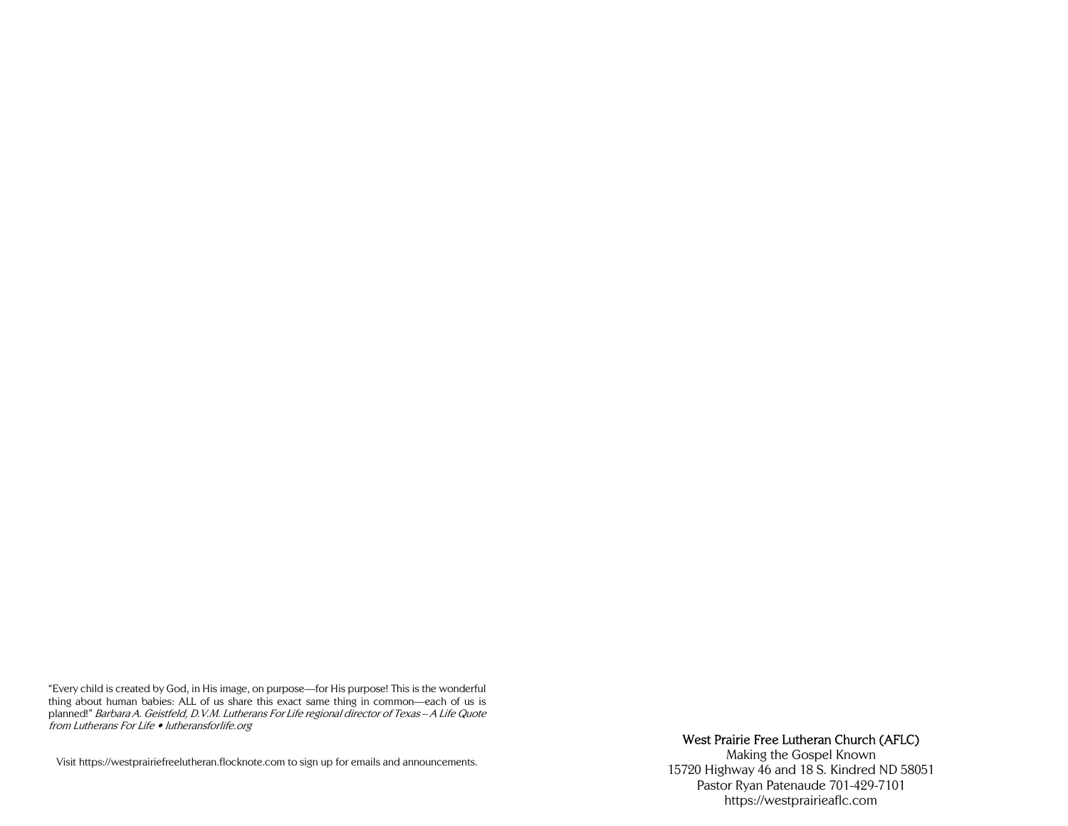"Every child is created by God, in His image, on purpose—for His purpose! This is the wonderful thing about human babies: ALL of us share this exact same thing in common—each of us is planned!" *Barbara A. Geistfeld, D.V.M. Lutherans For Life regional director of Texas – A Life Quote from Lutherans For Life • lutheransforlife.org*

Visit https://westprairiefreelutheran.flocknote.com to sign up for emails and announcements.

West Prairie Free Lutheran Church (AFLC)
Making the Gospel Known
15720 Highway 46 and 18 S. Kindred ND 58051
Pastor Ryan Patenaude 701-429-7101
https://westprairieaflc.com